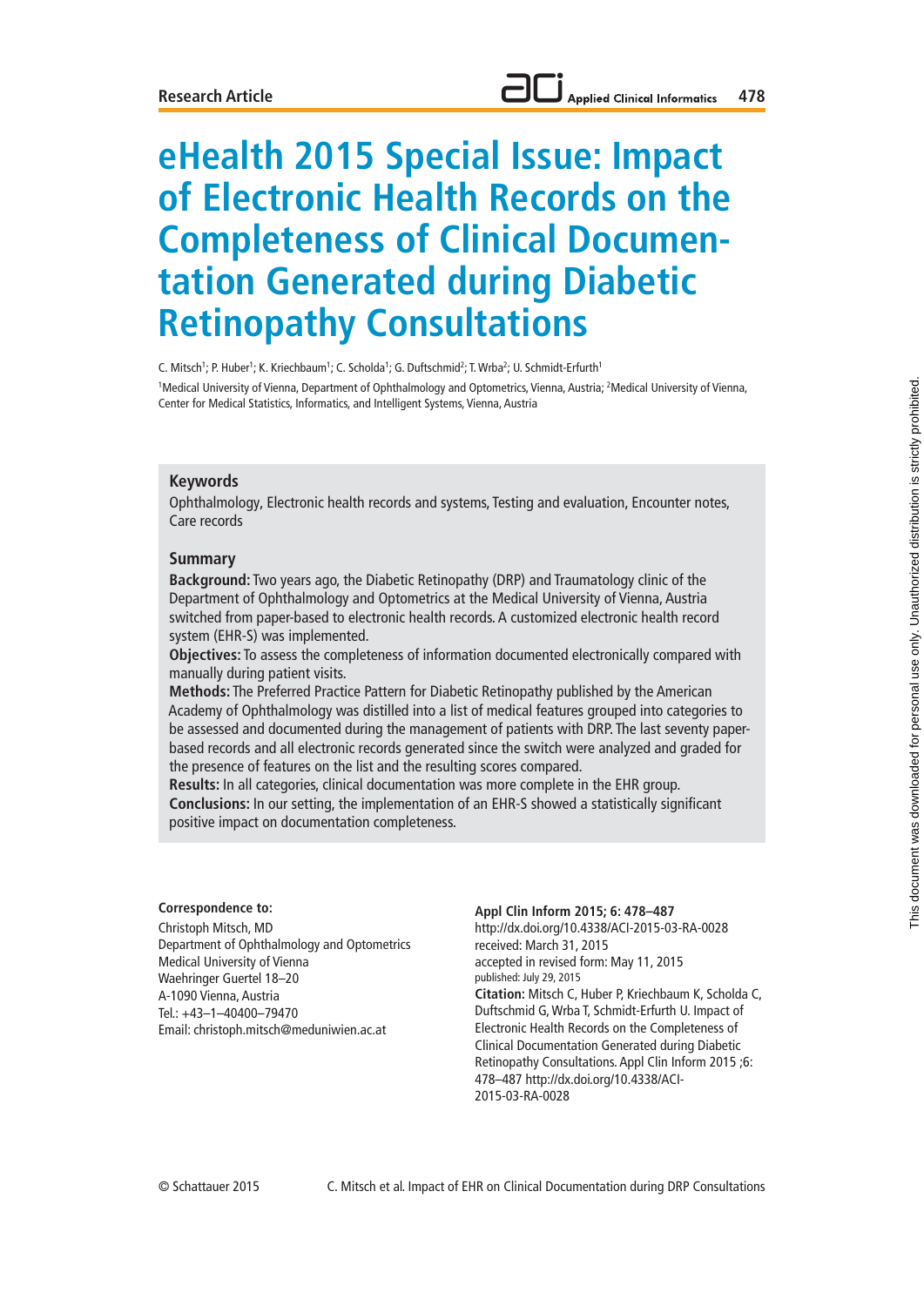Research Article

# eHealth 2015 Special Issue: Impact of Electronic Health Records on the Completeness of Clinical Documentation Generated during Diabetic Retinopathy Consultations

C. Mitsch[1]; P. Huber[1]; K. Kriechbaum[1]; C. Scholda[1]; G. Duftschmid[2]; T. Wrba[2]; U. Schmidt-Erfurth[1]

[1]Medical University of Vienna, Department of Ophthalmology and Optometrics, Vienna, Austria; [2]Medical University of Vienna, Center for Medical Statistics, Informatics, and Intelligent Systems, Vienna, Austria

## Keywords

Ophthalmology, Electronic health records and systems, Testing and evaluation, Encounter notes, Care records

## Summary

**Background:** Two years ago, the Diabetic Retinopathy (DRP) and Traumatology clinic of the Department of Ophthalmology and Optometrics at the Medical University of Vienna, Austria switched from paper-based to electronic health records. A customized electronic health record system (EHR-S) was implemented.

**Objectives:** To assess the completeness of information documented electronically compared with manually during patient visits.

**Methods:** The Preferred Practice Pattern for Diabetic Retinopathy published by the American Academy of Ophthalmology was distilled into a list of medical features grouped into categories to be assessed and documented during the management of patients with DRP. The last seventy paper-based records and all electronic records generated since the switch were analyzed and graded for the presence of features on the list and the resulting scores compared.

**Results:** In all categories, clinical documentation was more complete in the EHR group.

**Conclusions:** In our setting, the implementation of an EHR-S showed a statistically significant positive impact on documentation completeness.

**Correspondence to:**
Christoph Mitsch, MD
Department of Ophthalmology and Optometrics
Medical University of Vienna
Waehringer Guertel 18–20
A-1090 Vienna, Austria
Tel.: +43–1–40400–79470
Email: christoph.mitsch@meduniwien.ac.at

**Appl Clin Inform 2015; 6: 478–487**
http://dx.doi.org/10.4338/ACI-2015-03-RA-0028
received: March 31, 2015
accepted in revised form: May 11, 2015
published: July 29, 2015
**Citation:** Mitsch C, Huber P, Kriechbaum K, Scholda C, Duftschmid G, Wrba T, Schmidt-Erfurth U. Impact of Electronic Health Records on the Completeness of Clinical Documentation Generated during Diabetic Retinopathy Consultations. Appl Clin Inform 2015 ;6: 478–487 http://dx.doi.org/10.4338/ACI-2015-03-RA-0028

© Schattauer 2015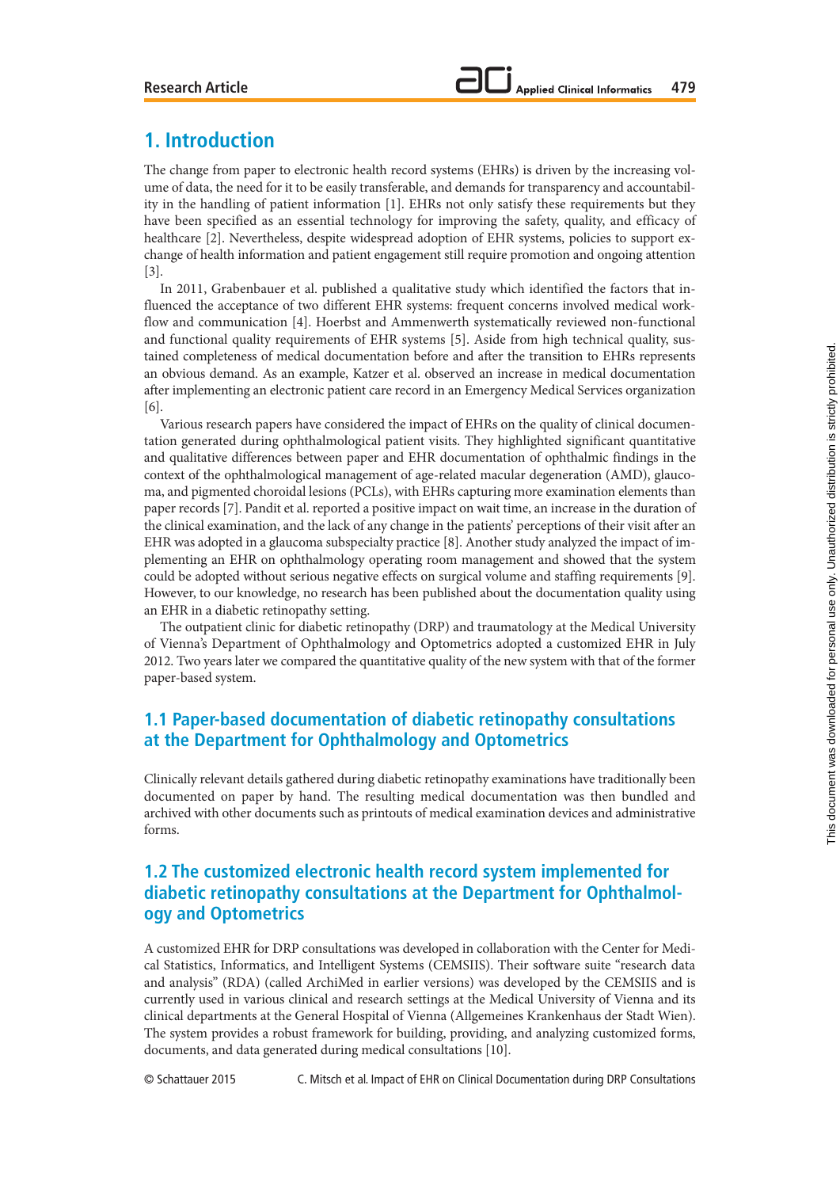# 1. Introduction

The change from paper to electronic health record systems (EHRs) is driven by the increasing volume of data, the need for it to be easily transferable, and demands for transparency and accountability in the handling of patient information [1]. EHRs not only satisfy these requirements but they have been specified as an essential technology for improving the safety, quality, and efficacy of healthcare [2]. Nevertheless, despite widespread adoption of EHR systems, policies to support exchange of health information and patient engagement still require promotion and ongoing attention [3].

In 2011, Grabenbauer et al. published a qualitative study which identified the factors that influenced the acceptance of two different EHR systems: frequent concerns involved medical workflow and communication [4]. Hoerbst and Ammenwerth systematically reviewed non-functional and functional quality requirements of EHR systems [5]. Aside from high technical quality, sustained completeness of medical documentation before and after the transition to EHRs represents an obvious demand. As an example, Katzer et al. observed an increase in medical documentation after implementing an electronic patient care record in an Emergency Medical Services organization [6].

Various research papers have considered the impact of EHRs on the quality of clinical documentation generated during ophthalmological patient visits. They highlighted significant quantitative and qualitative differences between paper and EHR documentation of ophthalmic findings in the context of the ophthalmological management of age-related macular degeneration (AMD), glaucoma, and pigmented choroidal lesions (PCLs), with EHRs capturing more examination elements than paper records [7]. Pandit et al. reported a positive impact on wait time, an increase in the duration of the clinical examination, and the lack of any change in the patients' perceptions of their visit after an EHR was adopted in a glaucoma subspecialty practice [8]. Another study analyzed the impact of implementing an EHR on ophthalmology operating room management and showed that the system could be adopted without serious negative effects on surgical volume and staffing requirements [9]. However, to our knowledge, no research has been published about the documentation quality using an EHR in a diabetic retinopathy setting.

The outpatient clinic for diabetic retinopathy (DRP) and traumatology at the Medical University of Vienna's Department of Ophthalmology and Optometrics adopted a customized EHR in July 2012. Two years later we compared the quantitative quality of the new system with that of the former paper-based system.

## 1.1 Paper-based documentation of diabetic retinopathy consultations at the Department for Ophthalmology and Optometrics

Clinically relevant details gathered during diabetic retinopathy examinations have traditionally been documented on paper by hand. The resulting medical documentation was then bundled and archived with other documents such as printouts of medical examination devices and administrative forms.

## 1.2 The customized electronic health record system implemented for diabetic retinopathy consultations at the Department for Ophthalmology and Optometrics

A customized EHR for DRP consultations was developed in collaboration with the Center for Medical Statistics, Informatics, and Intelligent Systems (CEMSIIS). Their software suite "research data and analysis" (RDA) (called ArchiMed in earlier versions) was developed by the CEMSIIS and is currently used in various clinical and research settings at the Medical University of Vienna and its clinical departments at the General Hospital of Vienna (Allgemeines Krankenhaus der Stadt Wien). The system provides a robust framework for building, providing, and analyzing customized forms, documents, and data generated during medical consultations [10].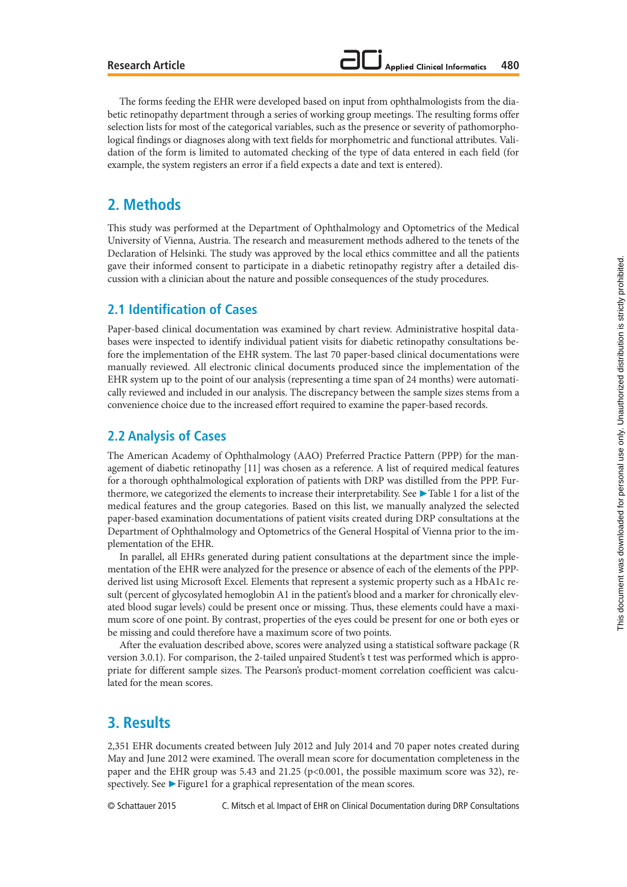The forms feeding the EHR were developed based on input from ophthalmologists from the diabetic retinopathy department through a series of working group meetings. The resulting forms offer selection lists for most of the categorical variables, such as the presence or severity of pathomorphological findings or diagnoses along with text fields for morphometric and functional attributes. Validation of the form is limited to automated checking of the type of data entered in each field (for example, the system registers an error if a field expects a date and text is entered).

## 2. Methods

This study was performed at the Department of Ophthalmology and Optometrics of the Medical University of Vienna, Austria. The research and measurement methods adhered to the tenets of the Declaration of Helsinki. The study was approved by the local ethics committee and all the patients gave their informed consent to participate in a diabetic retinopathy registry after a detailed discussion with a clinician about the nature and possible consequences of the study procedures.

### 2.1 Identification of Cases

Paper-based clinical documentation was examined by chart review. Administrative hospital databases were inspected to identify individual patient visits for diabetic retinopathy consultations before the implementation of the EHR system. The last 70 paper-based clinical documentations were manually reviewed. All electronic clinical documents produced since the implementation of the EHR system up to the point of our analysis (representing a time span of 24 months) were automatically reviewed and included in our analysis. The discrepancy between the sample sizes stems from a convenience choice due to the increased effort required to examine the paper-based records.

### 2.2 Analysis of Cases

The American Academy of Ophthalmology (AAO) Preferred Practice Pattern (PPP) for the management of diabetic retinopathy [11] was chosen as a reference. A list of required medical features for a thorough ophthalmological exploration of patients with DRP was distilled from the PPP. Furthermore, we categorized the elements to increase their interpretability. See ▶Table 1 for a list of the medical features and the group categories. Based on this list, we manually analyzed the selected paper-based examination documentations of patient visits created during DRP consultations at the Department of Ophthalmology and Optometrics of the General Hospital of Vienna prior to the implementation of the EHR.

In parallel, all EHRs generated during patient consultations at the department since the implementation of the EHR were analyzed for the presence or absence of each of the elements of the PPP-derived list using Microsoft Excel. Elements that represent a systemic property such as a HbA1c result (percent of glycosylated hemoglobin A1 in the patient's blood and a marker for chronically elevated blood sugar levels) could be present once or missing. Thus, these elements could have a maximum score of one point. By contrast, properties of the eyes could be present for one or both eyes or be missing and could therefore have a maximum score of two points.

After the evaluation described above, scores were analyzed using a statistical software package (R version 3.0.1). For comparison, the 2-tailed unpaired Student's t test was performed which is appropriate for different sample sizes. The Pearson's product-moment correlation coefficient was calculated for the mean scores.

## 3. Results

2,351 EHR documents created between July 2012 and July 2014 and 70 paper notes created during May and June 2012 were examined. The overall mean score for documentation completeness in the paper and the EHR group was 5.43 and 21.25 ($p<0.001$, the possible maximum score was 32), respectively. See ▶Figure1 for a graphical representation of the mean scores.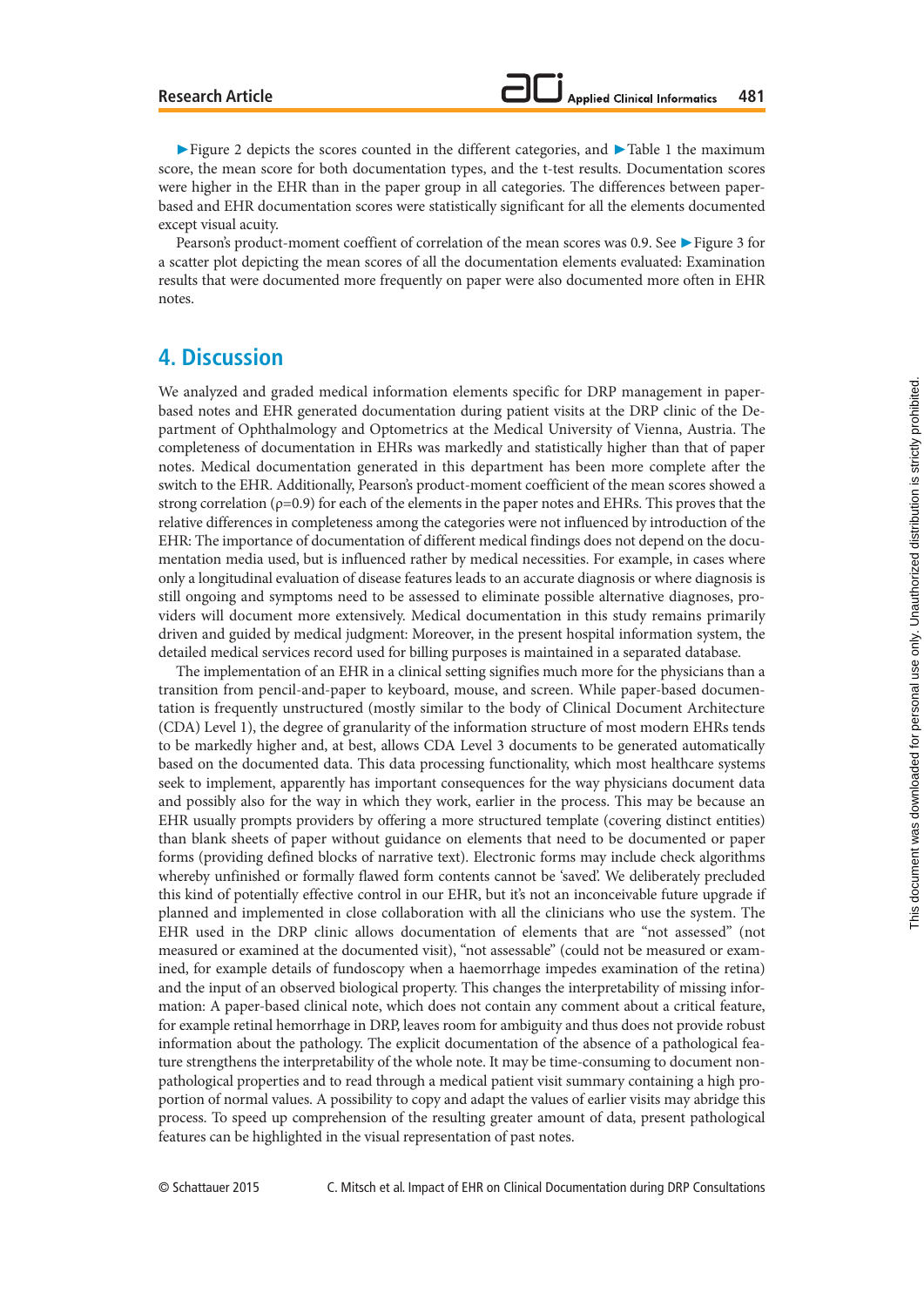►Figure 2 depicts the scores counted in the different categories, and ►Table 1 the maximum score, the mean score for both documentation types, and the t-test results. Documentation scores were higher in the EHR than in the paper group in all categories. The differences between paper-based and EHR documentation scores were statistically significant for all the elements documented except visual acuity.

Pearson's product-moment coeffient of correlation of the mean scores was 0.9. See ►Figure 3 for a scatter plot depicting the mean scores of all the documentation elements evaluated: Examination results that were documented more frequently on paper were also documented more often in EHR notes.

## 4. Discussion

We analyzed and graded medical information elements specific for DRP management in paper-based notes and EHR generated documentation during patient visits at the DRP clinic of the Department of Ophthalmology and Optometrics at the Medical University of Vienna, Austria. The completeness of documentation in EHRs was markedly and statistically higher than that of paper notes. Medical documentation generated in this department has been more complete after the switch to the EHR. Additionally, Pearson's product-moment coefficient of the mean scores showed a strong correlation ($\rho$=0.9) for each of the elements in the paper notes and EHRs. This proves that the relative differences in completeness among the categories were not influenced by introduction of the EHR: The importance of documentation of different medical findings does not depend on the documentation media used, but is influenced rather by medical necessities. For example, in cases where only a longitudinal evaluation of disease features leads to an accurate diagnosis or where diagnosis is still ongoing and symptoms need to be assessed to eliminate possible alternative diagnoses, providers will document more extensively. Medical documentation in this study remains primarily driven and guided by medical judgment: Moreover, in the present hospital information system, the detailed medical services record used for billing purposes is maintained in a separated database.

The implementation of an EHR in a clinical setting signifies much more for the physicians than a transition from pencil-and-paper to keyboard, mouse, and screen. While paper-based documentation is frequently unstructured (mostly similar to the body of Clinical Document Architecture (CDA) Level 1), the degree of granularity of the information structure of most modern EHRs tends to be markedly higher and, at best, allows CDA Level 3 documents to be generated automatically based on the documented data. This data processing functionality, which most healthcare systems seek to implement, apparently has important consequences for the way physicians document data and possibly also for the way in which they work, earlier in the process. This may be because an EHR usually prompts providers by offering a more structured template (covering distinct entities) than blank sheets of paper without guidance on elements that need to be documented or paper forms (providing defined blocks of narrative text). Electronic forms may include check algorithms whereby unfinished or formally flawed form contents cannot be 'saved'. We deliberately precluded this kind of potentially effective control in our EHR, but it's not an inconceivable future upgrade if planned and implemented in close collaboration with all the clinicians who use the system. The EHR used in the DRP clinic allows documentation of elements that are "not assessed" (not measured or examined at the documented visit), "not assessable" (could not be measured or examined, for example details of fundoscopy when a haemorrhage impedes examination of the retina) and the input of an observed biological property. This changes the interpretability of missing information: A paper-based clinical note, which does not contain any comment about a critical feature, for example retinal hemorrhage in DRP, leaves room for ambiguity and thus does not provide robust information about the pathology. The explicit documentation of the absence of a pathological feature strengthens the interpretability of the whole note. It may be time-consuming to document non-pathological properties and to read through a medical patient visit summary containing a high proportion of normal values. A possibility to copy and adapt the values of earlier visits may abridge this process. To speed up comprehension of the resulting greater amount of data, present pathological features can be highlighted in the visual representation of past notes.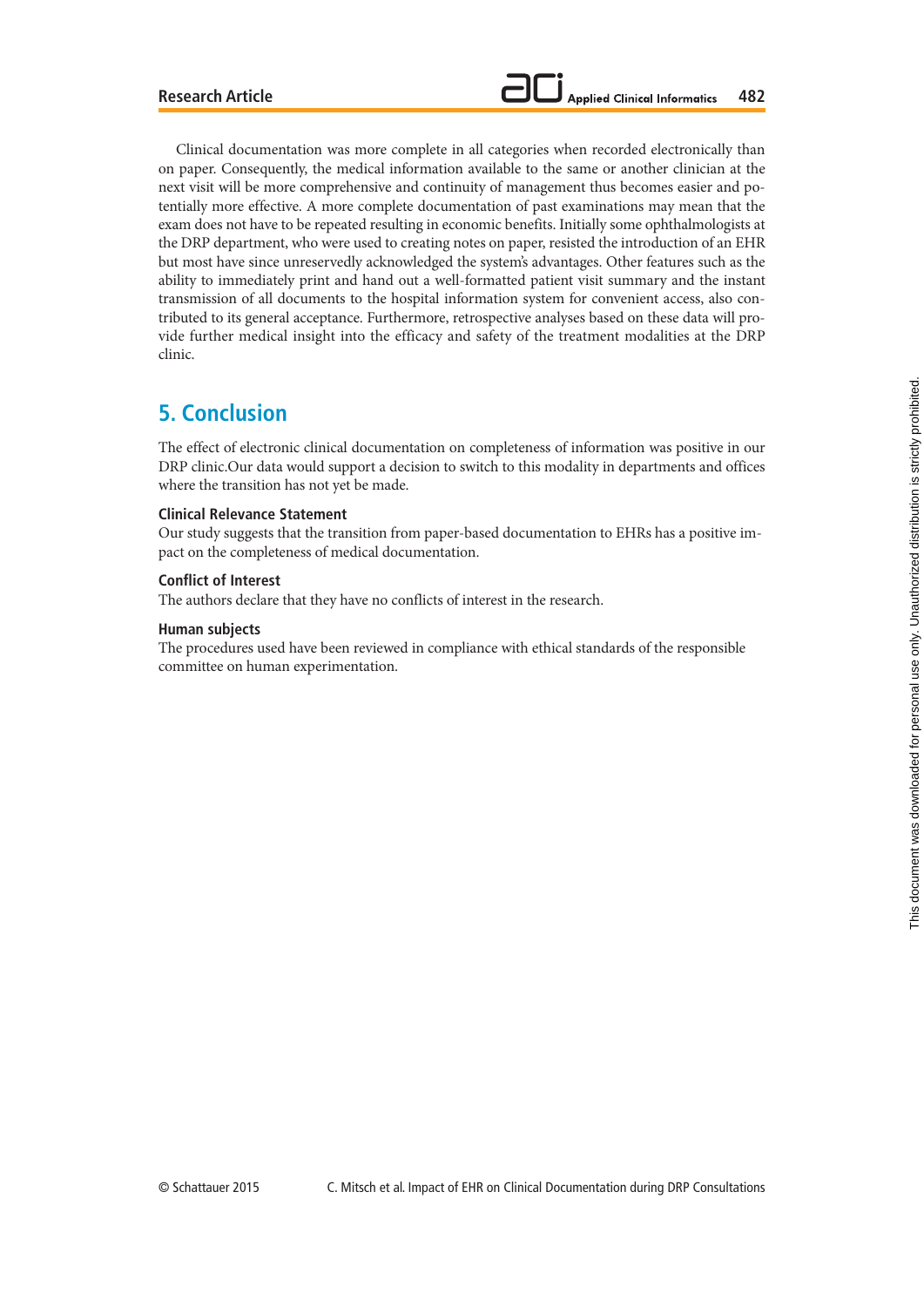Clinical documentation was more complete in all categories when recorded electronically than on paper. Consequently, the medical information available to the same or another clinician at the next visit will be more comprehensive and continuity of management thus becomes easier and potentially more effective. A more complete documentation of past examinations may mean that the exam does not have to be repeated resulting in economic benefits. Initially some ophthalmologists at the DRP department, who were used to creating notes on paper, resisted the introduction of an EHR but most have since unreservedly acknowledged the system's advantages. Other features such as the ability to immediately print and hand out a well-formatted patient visit summary and the instant transmission of all documents to the hospital information system for convenient access, also contributed to its general acceptance. Furthermore, retrospective analyses based on these data will provide further medical insight into the efficacy and safety of the treatment modalities at the DRP clinic.

## 5. Conclusion

The effect of electronic clinical documentation on completeness of information was positive in our DRP clinic.Our data would support a decision to switch to this modality in departments and offices where the transition has not yet be made.

### Clinical Relevance Statement

Our study suggests that the transition from paper-based documentation to EHRs has a positive impact on the completeness of medical documentation.

### Conflict of Interest

The authors declare that they have no conflicts of interest in the research.

### Human subjects

The procedures used have been reviewed in compliance with ethical standards of the responsible committee on human experimentation.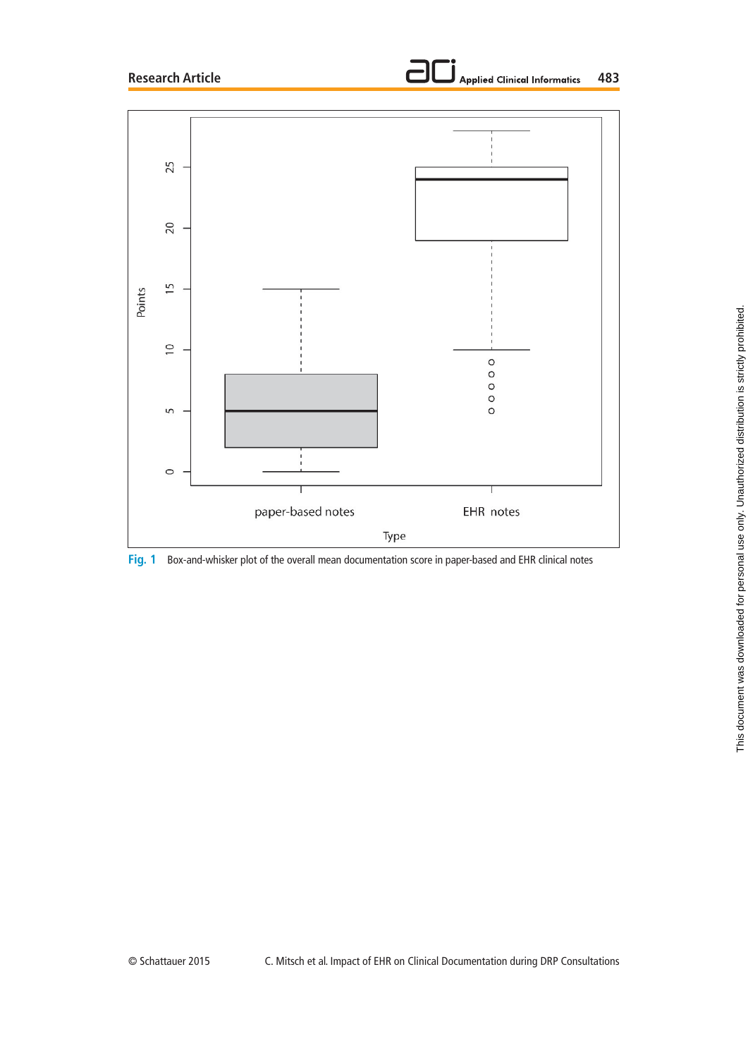Fig. 1 Box-and-whisker plot of the overall mean documentation score in paper-based and EHR clinical notes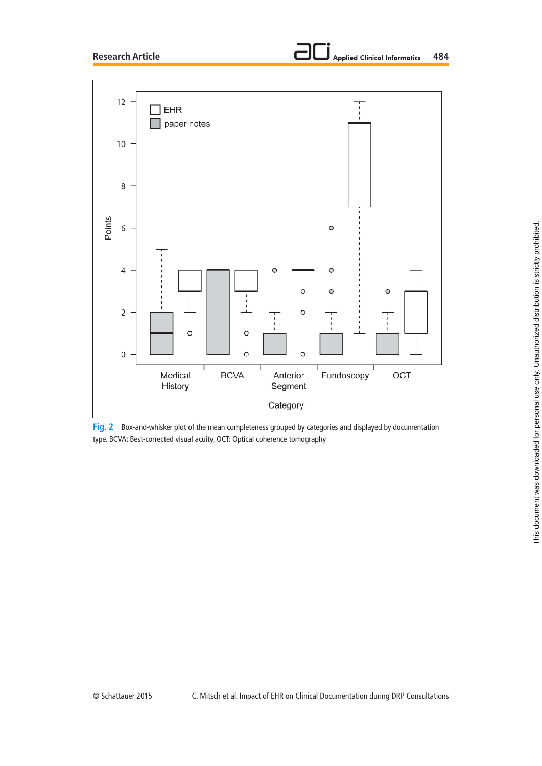12

10

8

6

4

2

0

Points

EHR

paper notes

Medical History

BCVA

Anterior Segment

Fundoscopy

OCT

Category

**Fig. 2** Box-and-whisker plot of the mean completeness grouped by categories and displayed by documentation type. BCVA: Best-corrected visual acuity, OCT: Optical coherence tomography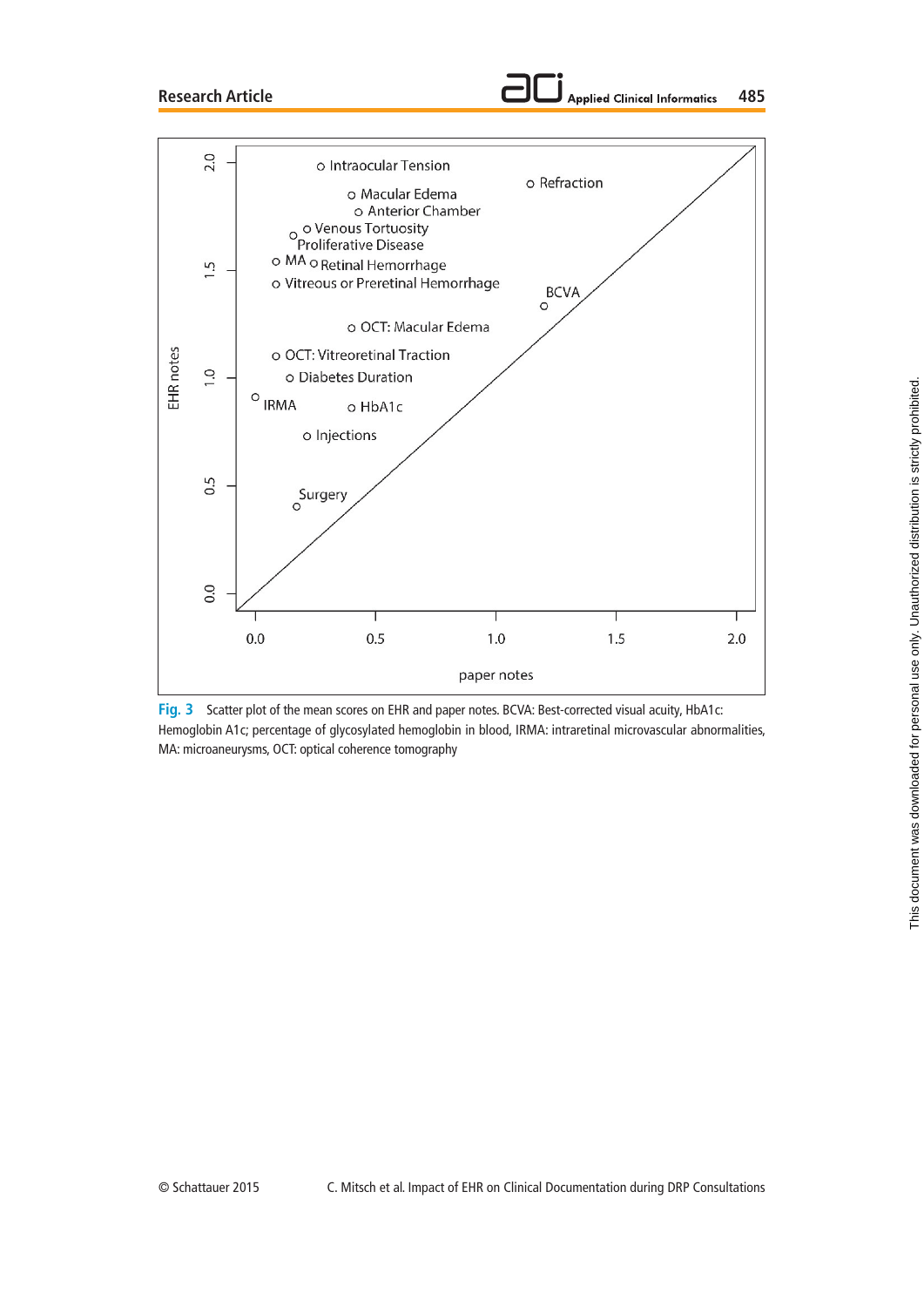EHR notes

2.0

1.5

1.0

0.5

0.0

Intraocular Tension

Refraction

Macular Edema

Anterior Chamber

Venous Tortuosity

Proliferative Disease

MA

Retinal Hemorrhage

Vitreous or Preretinal Hemorrhage

BCVA

OCT: Macular Edema

OCT: Vitreoretinal Traction

Diabetes Duration

IRMA

HbA1c

Injections

Surgery

0.0

0.5

1.0

1.5

2.0

paper notes

**Fig. 3** Scatter plot of the mean scores on EHR and paper notes. BCVA: Best-corrected visual acuity, HbA1c: Hemoglobin A1c; percentage of glycosylated hemoglobin in blood, IRMA: intraretinal microvascular abnormalities, MA: microaneurysms, OCT: optical coherence tomography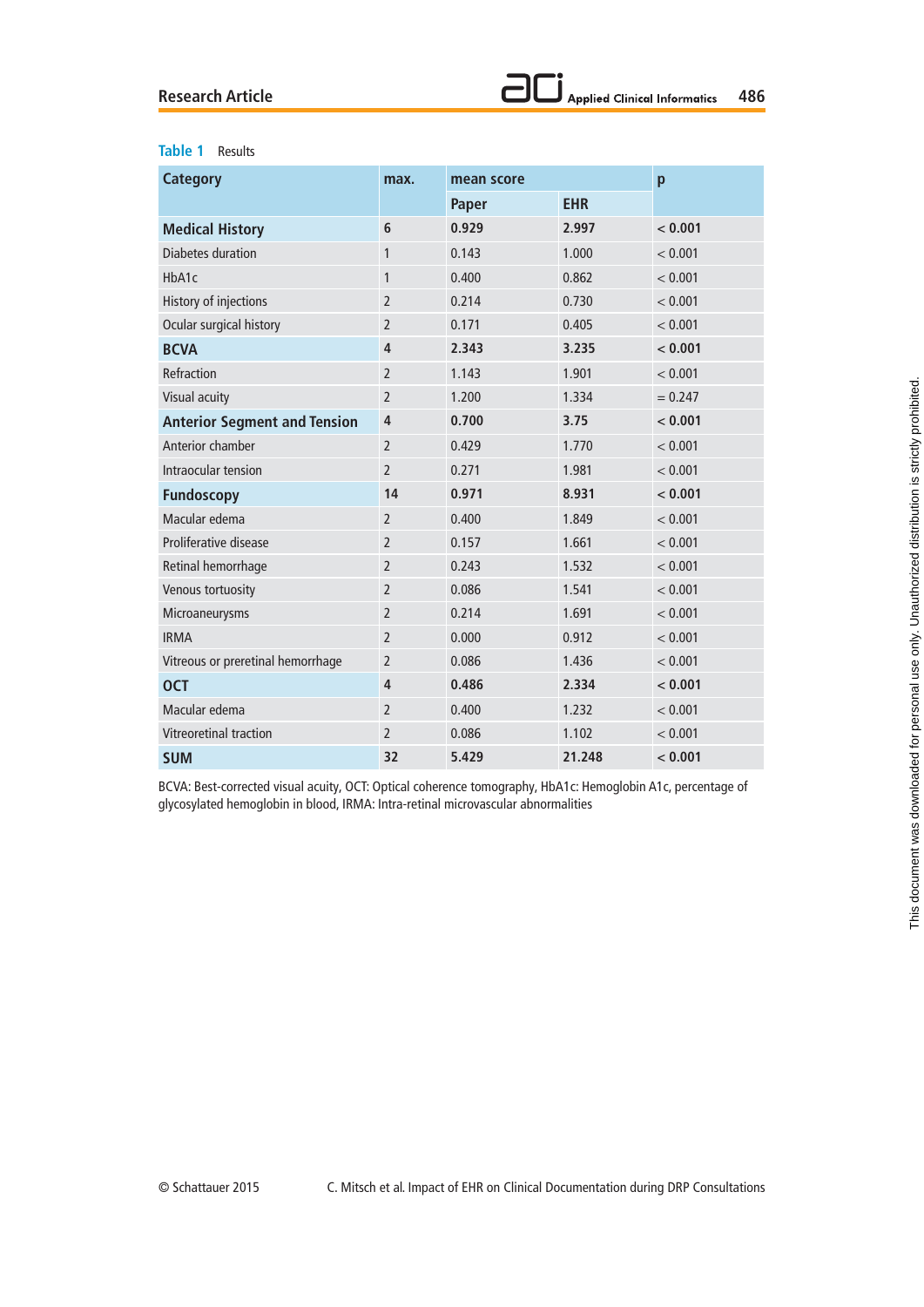**Table 1** Results

| Category | max. | mean score | | p |
|---|---|---|---|---|
| | | Paper | EHR | |
| **Medical History** | **6** | **0.929** | **2.997** | **< 0.001** |
| Diabetes duration | 1 | 0.143 | 1.000 | < 0.001 |
| HbA1c | 1 | 0.400 | 0.862 | < 0.001 |
| History of injections | 2 | 0.214 | 0.730 | < 0.001 |
| Ocular surgical history | 2 | 0.171 | 0.405 | < 0.001 |
| **BCVA** | **4** | **2.343** | **3.235** | **< 0.001** |
| Refraction | 2 | 1.143 | 1.901 | < 0.001 |
| Visual acuity | 2 | 1.200 | 1.334 | = 0.247 |
| **Anterior Segment and Tension** | **4** | **0.700** | **3.75** | **< 0.001** |
| Anterior chamber | 2 | 0.429 | 1.770 | < 0.001 |
| Intraocular tension | 2 | 0.271 | 1.981 | < 0.001 |
| **Fundoscopy** | **14** | **0.971** | **8.931** | **< 0.001** |
| Macular edema | 2 | 0.400 | 1.849 | < 0.001 |
| Proliferative disease | 2 | 0.157 | 1.661 | < 0.001 |
| Retinal hemorrhage | 2 | 0.243 | 1.532 | < 0.001 |
| Venous tortuosity | 2 | 0.086 | 1.541 | < 0.001 |
| Microaneurysms | 2 | 0.214 | 1.691 | < 0.001 |
| IRMA | 2 | 0.000 | 0.912 | < 0.001 |
| Vitreous or preretinal hemorrhage | 2 | 0.086 | 1.436 | < 0.001 |
| **OCT** | **4** | **0.486** | **2.334** | **< 0.001** |
| Macular edema | 2 | 0.400 | 1.232 | < 0.001 |
| Vitreoretinal traction | 2 | 0.086 | 1.102 | < 0.001 |
| **SUM** | **32** | **5.429** | **21.248** | **< 0.001** |

BCVA: Best-corrected visual acuity, OCT: Optical coherence tomography, HbA1c: Hemoglobin A1c, percentage of glycosylated hemoglobin in blood, IRMA: Intra-retinal microvascular abnormalities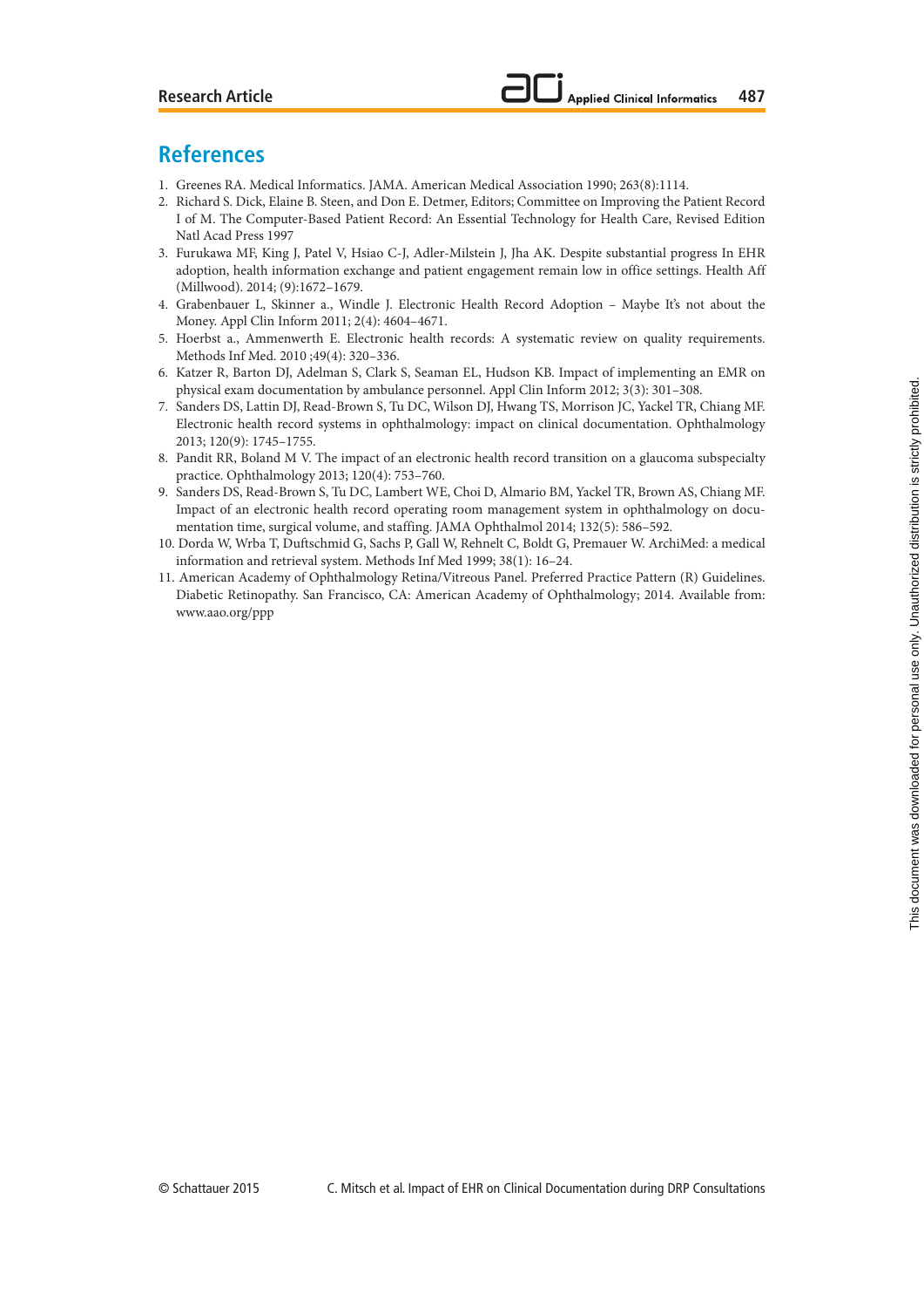## References

1. Greenes RA. Medical Informatics. JAMA. American Medical Association 1990; 263(8):1114.
2. Richard S. Dick, Elaine B. Steen, and Don E. Detmer, Editors; Committee on Improving the Patient Record I of M. The Computer-Based Patient Record: An Essential Technology for Health Care, Revised Edition Natl Acad Press 1997
3. Furukawa MF, King J, Patel V, Hsiao C-J, Adler-Milstein J, Jha AK. Despite substantial progress In EHR adoption, health information exchange and patient engagement remain low in office settings. Health Aff (Millwood). 2014; (9):1672–1679.
4. Grabenbauer L, Skinner a., Windle J. Electronic Health Record Adoption – Maybe It's not about the Money. Appl Clin Inform 2011; 2(4): 4604–4671.
5. Hoerbst a., Ammenwerth E. Electronic health records: A systematic review on quality requirements. Methods Inf Med. 2010 ;49(4): 320–336.
6. Katzer R, Barton DJ, Adelman S, Clark S, Seaman EL, Hudson KB. Impact of implementing an EMR on physical exam documentation by ambulance personnel. Appl Clin Inform 2012; 3(3): 301–308.
7. Sanders DS, Lattin DJ, Read-Brown S, Tu DC, Wilson DJ, Hwang TS, Morrison JC, Yackel TR, Chiang MF. Electronic health record systems in ophthalmology: impact on clinical documentation. Ophthalmology 2013; 120(9): 1745–1755.
8. Pandit RR, Boland M V. The impact of an electronic health record transition on a glaucoma subspecialty practice. Ophthalmology 2013; 120(4): 753–760.
9. Sanders DS, Read-Brown S, Tu DC, Lambert WE, Choi D, Almario BM, Yackel TR, Brown AS, Chiang MF. Impact of an electronic health record operating room management system in ophthalmology on documentation time, surgical volume, and staffing. JAMA Ophthalmol 2014; 132(5): 586–592.
10. Dorda W, Wrba T, Duftschmid G, Sachs P, Gall W, Rehnelt C, Boldt G, Premauer W. ArchiMed: a medical information and retrieval system. Methods Inf Med 1999; 38(1): 16–24.
11. American Academy of Ophthalmology Retina/Vitreous Panel. Preferred Practice Pattern (R) Guidelines. Diabetic Retinopathy. San Francisco, CA: American Academy of Ophthalmology; 2014. Available from: www.aao.org/ppp